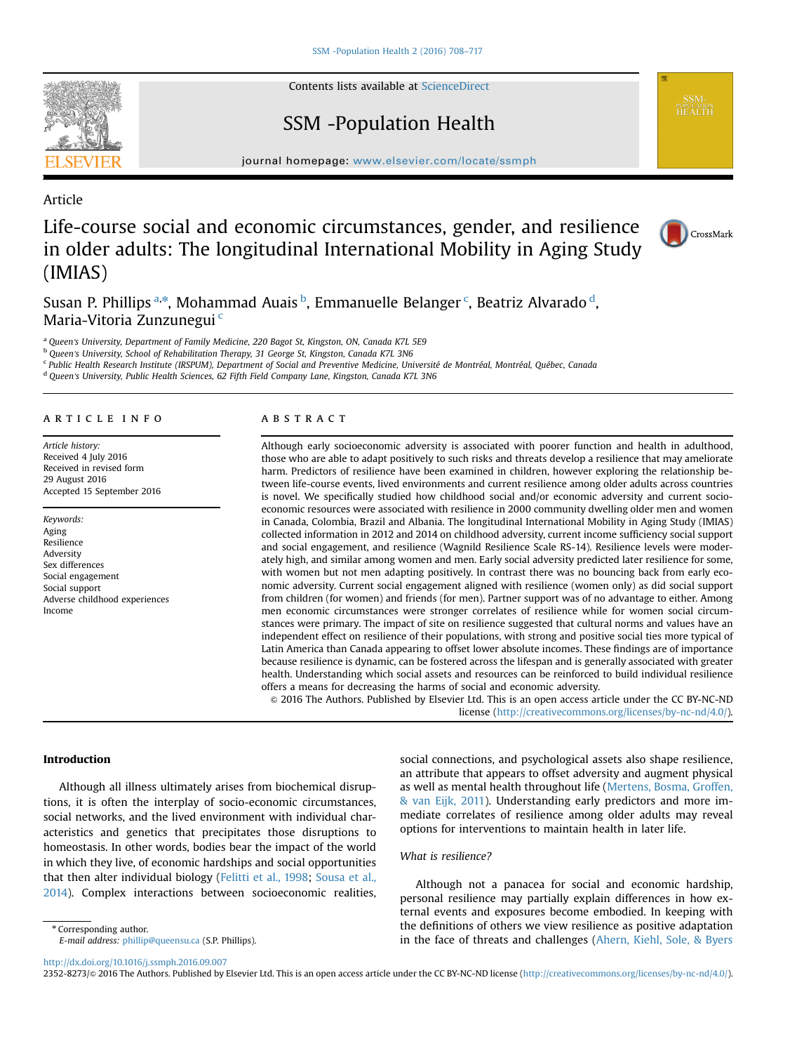Article

# Life-course social and economic circumstances, gender, and resilience in older adults: The longitudinal International Mobility in Aging Study (IMIAS)

Susan P. Phillips [a,*], Mohammad Auais [b], Emmanuelle Belanger [c], Beatriz Alvarado [d], Maria-Vitoria Zunzunegui [c]

[a] Queen's University, Department of Family Medicine, 220 Bagot St, Kingston, ON, Canada K7L 5E9
[b] Queen's University, School of Rehabilitation Therapy, 31 George St, Kingston, Canada K7L 3N6
[c] Public Health Research Institute (IRSPUM), Department of Social and Preventive Medicine, Université de Montréal, Montréal, Québec, Canada
[d] Queen's University, Public Health Sciences, 62 Fifth Field Company Lane, Kingston, Canada K7L 3N6

## ARTICLE INFO

*Article history:*
Received 4 July 2016
Received in revised form 29 August 2016
Accepted 15 September 2016

*Keywords:*
Aging
Resilience
Adversity
Sex differences
Social engagement
Social support
Adverse childhood experiences
Income

## ABSTRACT

Although early socioeconomic adversity is associated with poorer function and health in adulthood, those who are able to adapt positively to such risks and threats develop a resilience that may ameliorate harm. Predictors of resilience have been examined in children, however exploring the relationship between life-course events, lived environments and current resilience among older adults across countries is novel. We specifically studied how childhood social and/or economic adversity and current socio-economic resources were associated with resilience in 2000 community dwelling older men and women in Canada, Colombia, Brazil and Albania. The longitudinal International Mobility in Aging Study (IMIAS) collected information in 2012 and 2014 on childhood adversity, current income sufficiency social support and social engagement, and resilience (Wagnild Resilience Scale RS-14). Resilience levels were moderately high, and similar among women and men. Early social adversity predicted later resilience for some, with women but not men adapting positively. In contrast there was no bouncing back from early economic adversity. Current social engagement aligned with resilience (women only) as did social support from children (for women) and friends (for men). Partner support was of no advantage to either. Among men economic circumstances were stronger correlates of resilience while for women social circumstances were primary. The impact of site on resilience suggested that cultural norms and values have an independent effect on resilience of their populations, with strong and positive social ties more typical of Latin America than Canada appearing to offset lower absolute incomes. These findings are of importance because resilience is dynamic, can be fostered across the lifespan and is generally associated with greater health. Understanding which social assets and resources can be reinforced to build individual resilience offers a means for decreasing the harms of social and economic adversity.

© 2016 The Authors. Published by Elsevier Ltd. This is an open access article under the CC BY-NC-ND license (http://creativecommons.org/licenses/by-nc-nd/4.0/).

## Introduction

Although all illness ultimately arises from biochemical disruptions, it is often the interplay of socio-economic circumstances, social networks, and the lived environment with individual characteristics and genetics that precipitates those disruptions to homeostasis. In other words, bodies bear the impact of the world in which they live, of economic hardships and social opportunities that then alter individual biology (Felitti et al., 1998; Sousa et al., 2014). Complex interactions between socioeconomic realities, social connections, and psychological assets also shape resilience, an attribute that appears to offset adversity and augment physical as well as mental health throughout life (Mertens, Bosma, Groffen, & van Eijk, 2011). Understanding early predictors and more immediate correlates of resilience among older adults may reveal options for interventions to maintain health in later life.

### *What is resilience?*

Although not a panacea for social and economic hardship, personal resilience may partially explain differences in how external events and exposures become embodied. In keeping with the definitions of others we view resilience as positive adaptation in the face of threats and challenges (Ahern, Kiehl, Sole, & Byers

* Corresponding author.
*E-mail address:* phillip@queensu.ca (S.P. Phillips).

http://dx.doi.org/10.1016/j.ssmph.2016.09.007
2352-8273/© 2016 The Authors. Published by Elsevier Ltd. This is an open access article under the CC BY-NC-ND license (http://creativecommons.org/licenses/by-nc-nd/4.0/).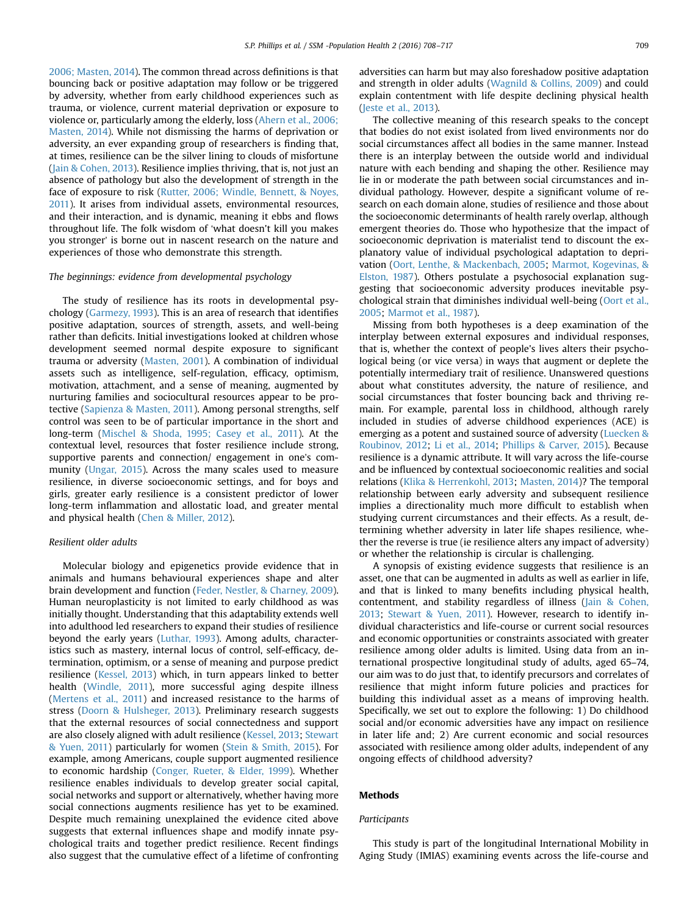2006; Masten, 2014). The common thread across definitions is that bouncing back or positive adaptation may follow or be triggered by adversity, whether from early childhood experiences such as trauma, or violence, current material deprivation or exposure to violence or, particularly among the elderly, loss (Ahern et al., 2006; Masten, 2014). While not dismissing the harms of deprivation or adversity, an ever expanding group of researchers is finding that, at times, resilience can be the silver lining to clouds of misfortune (Jain & Cohen, 2013). Resilience implies thriving, that is, not just an absence of pathology but also the development of strength in the face of exposure to risk (Rutter, 2006; Windle, Bennett, & Noyes, 2011). It arises from individual assets, environmental resources, and their interaction, and is dynamic, meaning it ebbs and flows throughout life. The folk wisdom of 'what doesn't kill you makes you stronger' is borne out in nascent research on the nature and experiences of those who demonstrate this strength.

### The beginnings: evidence from developmental psychology

The study of resilience has its roots in developmental psychology (Garmezy, 1993). This is an area of research that identifies positive adaptation, sources of strength, assets, and well-being rather than deficits. Initial investigations looked at children whose development seemed normal despite exposure to significant trauma or adversity (Masten, 2001). A combination of individual assets such as intelligence, self-regulation, efficacy, optimism, motivation, attachment, and a sense of meaning, augmented by nurturing families and sociocultural resources appear to be protective (Sapienza & Masten, 2011). Among personal strengths, self control was seen to be of particular importance in the short and long-term (Mischel & Shoda, 1995; Casey et al., 2011). At the contextual level, resources that foster resilience include strong, supportive parents and connection/ engagement in one's community (Ungar, 2015). Across the many scales used to measure resilience, in diverse socioeconomic settings, and for boys and girls, greater early resilience is a consistent predictor of lower long-term inflammation and allostatic load, and greater mental and physical health (Chen & Miller, 2012).

### Resilient older adults

Molecular biology and epigenetics provide evidence that in animals and humans behavioural experiences shape and alter brain development and function (Feder, Nestler, & Charney, 2009). Human neuroplasticity is not limited to early childhood as was initially thought. Understanding that this adaptability extends well into adulthood led researchers to expand their studies of resilience beyond the early years (Luthar, 1993). Among adults, characteristics such as mastery, internal locus of control, self-efficacy, determination, optimism, or a sense of meaning and purpose predict resilience (Kessel, 2013) which, in turn appears linked to better health (Windle, 2011), more successful aging despite illness (Mertens et al., 2011) and increased resistance to the harms of stress (Doorn & Hulsheger, 2013). Preliminary research suggests that the external resources of social connectedness and support are also closely aligned with adult resilience (Kessel, 2013; Stewart & Yuen, 2011) particularly for women (Stein & Smith, 2015). For example, among Americans, couple support augmented resilience to economic hardship (Conger, Rueter, & Elder, 1999). Whether resilience enables individuals to develop greater social capital, social networks and support or alternatively, whether having more social connections augments resilience has yet to be examined. Despite much remaining unexplained the evidence cited above suggests that external influences shape and modify innate psychological traits and together predict resilience. Recent findings also suggest that the cumulative effect of a lifetime of confronting adversities can harm but may also foreshadow positive adaptation and strength in older adults (Wagnild & Collins, 2009) and could explain contentment with life despite declining physical health (Jeste et al., 2013).

The collective meaning of this research speaks to the concept that bodies do not exist isolated from lived environments nor do social circumstances affect all bodies in the same manner. Instead there is an interplay between the outside world and individual nature with each bending and shaping the other. Resilience may lie in or moderate the path between social circumstances and individual pathology. However, despite a significant volume of research on each domain alone, studies of resilience and those about the socioeconomic determinants of health rarely overlap, although emergent theories do. Those who hypothesize that the impact of socioeconomic deprivation is materialist tend to discount the explanatory value of individual psychological adaptation to deprivation (Oort, Lenthe, & Mackenbach, 2005; Marmot, Kogevinas, & Elston, 1987). Others postulate a psychosocial explanation suggesting that socioeconomic adversity produces inevitable psychological strain that diminishes individual well-being (Oort et al., 2005; Marmot et al., 1987).

Missing from both hypotheses is a deep examination of the interplay between external exposures and individual responses, that is, whether the context of people's lives alters their psychological being (or vice versa) in ways that augment or deplete the potentially intermediary trait of resilience. Unanswered questions about what constitutes adversity, the nature of resilience, and social circumstances that foster bouncing back and thriving remain. For example, parental loss in childhood, although rarely included in studies of adverse childhood experiences (ACE) is emerging as a potent and sustained source of adversity (Luecken & Roubinov, 2012; Li et al., 2014; Phillips & Carver, 2015). Because resilience is a dynamic attribute. It will vary across the life-course and be influenced by contextual socioeconomic realities and social relations (Klika & Herrenkohl, 2013; Masten, 2014)? The temporal relationship between early adversity and subsequent resilience implies a directionality much more difficult to establish when studying current circumstances and their effects. As a result, determining whether adversity in later life shapes resilience, whether the reverse is true (ie resilience alters any impact of adversity) or whether the relationship is circular is challenging.

A synopsis of existing evidence suggests that resilience is an asset, one that can be augmented in adults as well as earlier in life, and that is linked to many benefits including physical health, contentment, and stability regardless of illness (Jain & Cohen, 2013; Stewart & Yuen, 2011). However, research to identify individual characteristics and life-course or current social resources and economic opportunities or constraints associated with greater resilience among older adults is limited. Using data from an international prospective longitudinal study of adults, aged 65–74, our aim was to do just that, to identify precursors and correlates of resilience that might inform future policies and practices for building this individual asset as a means of improving health. Specifically, we set out to explore the following: 1) Do childhood social and/or economic adversities have any impact on resilience in later life and; 2) Are current economic and social resources associated with resilience among older adults, independent of any ongoing effects of childhood adversity?

## Methods

### Participants

This study is part of the longitudinal International Mobility in Aging Study (IMIAS) examining events across the life-course and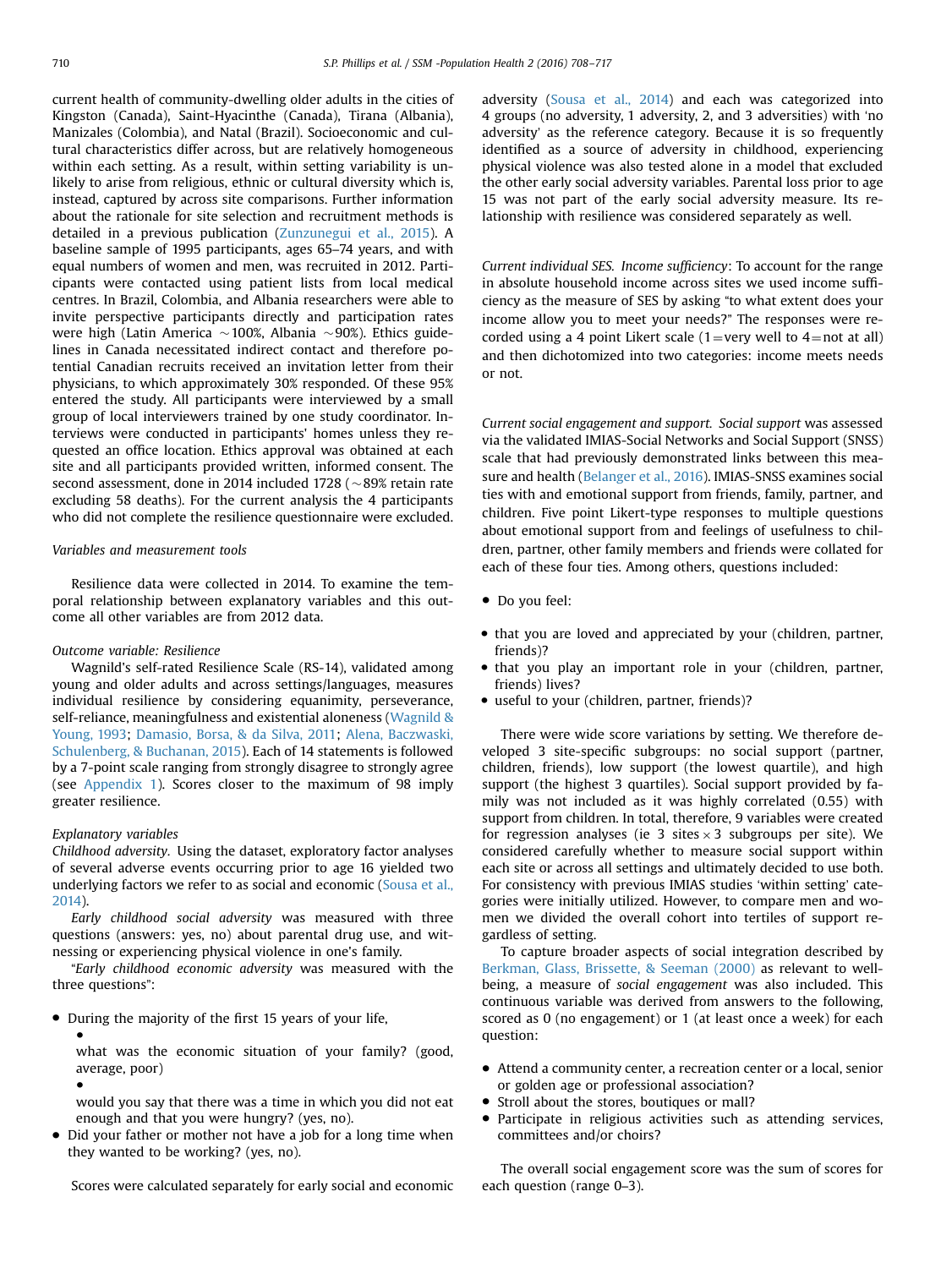current health of community-dwelling older adults in the cities of Kingston (Canada), Saint-Hyacinthe (Canada), Tirana (Albania), Manizales (Colombia), and Natal (Brazil). Socioeconomic and cultural characteristics differ across, but are relatively homogeneous within each setting. As a result, within setting variability is unlikely to arise from religious, ethnic or cultural diversity which is, instead, captured by across site comparisons. Further information about the rationale for site selection and recruitment methods is detailed in a previous publication (Zunzunegui et al., 2015). A baseline sample of 1995 participants, ages 65–74 years, and with equal numbers of women and men, was recruited in 2012. Participants were contacted using patient lists from local medical centres. In Brazil, Colombia, and Albania researchers were able to invite perspective participants directly and participation rates were high (Latin America ~100%, Albania ~90%). Ethics guidelines in Canada necessitated indirect contact and therefore potential Canadian recruits received an invitation letter from their physicians, to which approximately 30% responded. Of these 95% entered the study. All participants were interviewed by a small group of local interviewers trained by one study coordinator. Interviews were conducted in participants' homes unless they requested an office location. Ethics approval was obtained at each site and all participants provided written, informed consent. The second assessment, done in 2014 included 1728 (~89% retain rate excluding 58 deaths). For the current analysis the 4 participants who did not complete the resilience questionnaire were excluded.

*Variables and measurement tools*

Resilience data were collected in 2014. To examine the temporal relationship between explanatory variables and this outcome all other variables are from 2012 data.

*Outcome variable: Resilience*

Wagnild's self-rated Resilience Scale (RS-14), validated among young and older adults and across settings/languages, measures individual resilience by considering equanimity, perseverance, self-reliance, meaningfulness and existential aloneness (Wagnild & Young, 1993; Damasio, Borsa, & da Silva, 2011; Alena, Baczwaski, Schulenberg, & Buchanan, 2015). Each of 14 statements is followed by a 7-point scale ranging from strongly disagree to strongly agree (see Appendix 1). Scores closer to the maximum of 98 imply greater resilience.

*Explanatory variables*

*Childhood adversity.* Using the dataset, exploratory factor analyses of several adverse events occurring prior to age 16 yielded two underlying factors we refer to as social and economic (Sousa et al., 2014).

*Early childhood social adversity* was measured with three questions (answers: yes, no) about parental drug use, and witnessing or experiencing physical violence in one's family.

"*Early childhood economic adversity* was measured with the three questions":

- During the majority of the first 15 years of your life,
  - what was the economic situation of your family? (good, average, poor)
  - would you say that there was a time in which you did not eat enough and that you were hungry? (yes, no).
- Did your father or mother not have a job for a long time when they wanted to be working? (yes, no).

Scores were calculated separately for early social and economic adversity (Sousa et al., 2014) and each was categorized into 4 groups (no adversity, 1 adversity, 2, and 3 adversities) with 'no adversity' as the reference category. Because it is so frequently identified as a source of adversity in childhood, experiencing physical violence was also tested alone in a model that excluded the other early social adversity variables. Parental loss prior to age 15 was not part of the early social adversity measure. Its relationship with resilience was considered separately as well.

*Current individual SES. Income sufficiency*: To account for the range in absolute household income across sites we used income sufficiency as the measure of SES by asking "to what extent does your income allow you to meet your needs?" The responses were recorded using a 4 point Likert scale (1=very well to 4=not at all) and then dichotomized into two categories: income meets needs or not.

*Current social engagement and support. Social support* was assessed via the validated IMIAS-Social Networks and Social Support (SNSS) scale that had previously demonstrated links between this measure and health (Belanger et al., 2016). IMIAS-SNSS examines social ties with and emotional support from friends, family, partner, and children. Five point Likert-type responses to multiple questions about emotional support from and feelings of usefulness to children, partner, other family members and friends were collated for each of these four ties. Among others, questions included:

- Do you feel:
- that you are loved and appreciated by your (children, partner, friends)?
- that you play an important role in your (children, partner, friends) lives?
- useful to your (children, partner, friends)?

There were wide score variations by setting. We therefore developed 3 site-specific subgroups: no social support (partner, children, friends), low support (the lowest quartile), and high support (the highest 3 quartiles). Social support provided by family was not included as it was highly correlated (0.55) with support from children. In total, therefore, 9 variables were created for regression analyses (ie 3 sites × 3 subgroups per site). We considered carefully whether to measure social support within each site or across all settings and ultimately decided to use both. For consistency with previous IMIAS studies 'within setting' categories were initially utilized. However, to compare men and women we divided the overall cohort into tertiles of support regardless of setting.

To capture broader aspects of social integration described by Berkman, Glass, Brissette, & Seeman (2000) as relevant to well-being, a measure of *social engagement* was also included. This continuous variable was derived from answers to the following, scored as 0 (no engagement) or 1 (at least once a week) for each question:

- Attend a community center, a recreation center or a local, senior or golden age or professional association?
- Stroll about the stores, boutiques or mall?
- Participate in religious activities such as attending services, committees and/or choirs?

The overall social engagement score was the sum of scores for each question (range 0–3).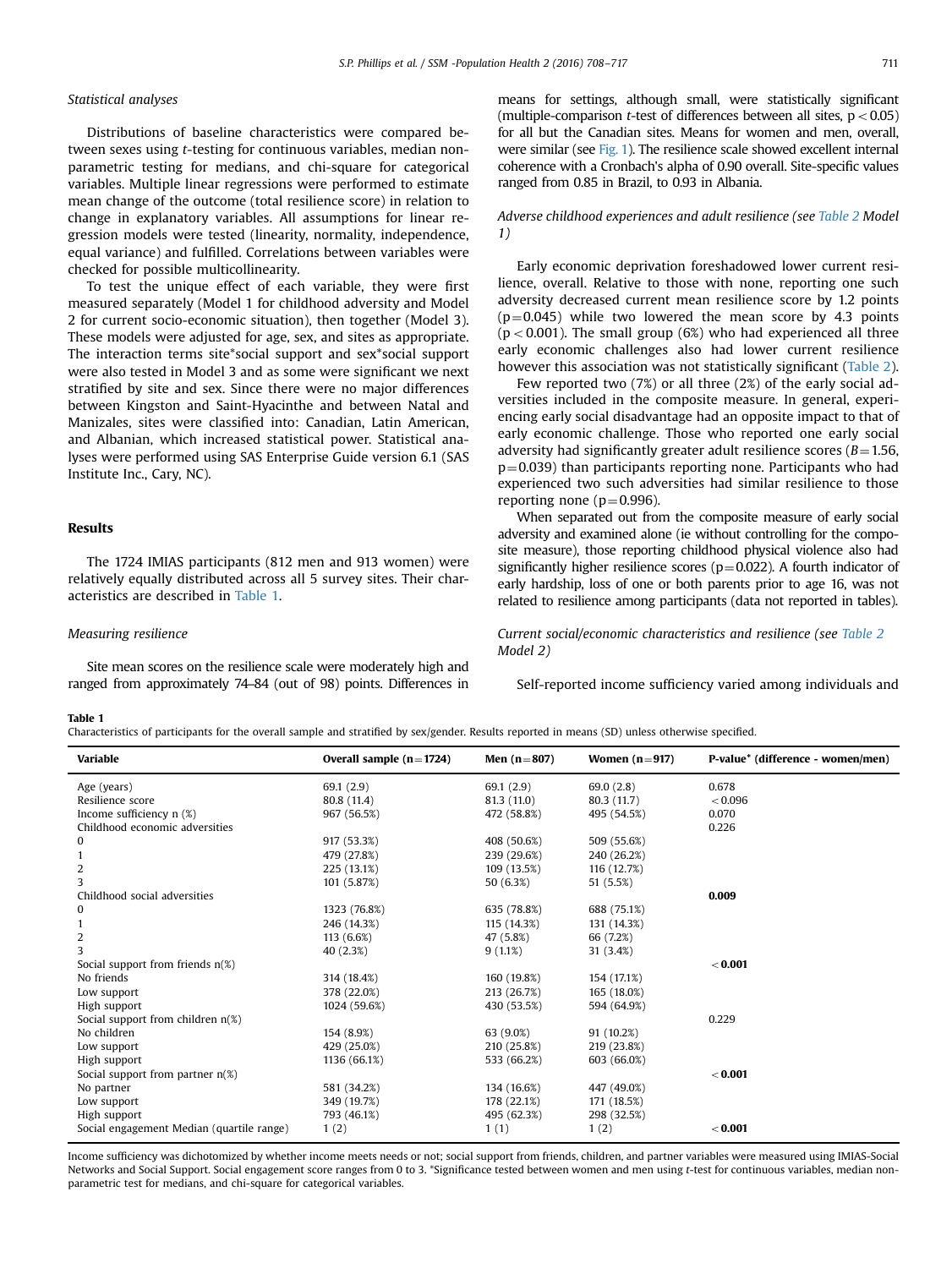### Statistical analyses

Distributions of baseline characteristics were compared between sexes using *t*-testing for continuous variables, median non-parametric testing for medians, and chi-square for categorical variables. Multiple linear regressions were performed to estimate mean change of the outcome (total resilience score) in relation to change in explanatory variables. All assumptions for linear regression models were tested (linearity, normality, independence, equal variance) and fulfilled. Correlations between variables were checked for possible multicollinearity.

To test the unique effect of each variable, they were first measured separately (Model 1 for childhood adversity and Model 2 for current socio-economic situation), then together (Model 3). These models were adjusted for age, sex, and sites as appropriate. The interaction terms site*social support and sex*social support were also tested in Model 3 and as some were significant we next stratified by site and sex. Since there were no major differences between Kingston and Saint-Hyacinthe and between Natal and Manizales, sites were classified into: Canadian, Latin American, and Albanian, which increased statistical power. Statistical analyses were performed using SAS Enterprise Guide version 6.1 (SAS Institute Inc., Cary, NC).

## Results

The 1724 IMIAS participants (812 men and 913 women) were relatively equally distributed across all 5 survey sites. Their characteristics are described in Table 1.

### Measuring resilience

Site mean scores on the resilience scale were moderately high and ranged from approximately 74–84 (out of 98) points. Differences in means for settings, although small, were statistically significant (multiple-comparison *t*-test of differences between all sites, $p < 0.05$) for all but the Canadian sites. Means for women and men, overall, were similar (see Fig. 1). The resilience scale showed excellent internal coherence with a Cronbach's alpha of 0.90 overall. Site-specific values ranged from 0.85 in Brazil, to 0.93 in Albania.

### Adverse childhood experiences and adult resilience (see Table 2 Model 1)

Early economic deprivation foreshadowed lower current resilience, overall. Relative to those with none, reporting one such adversity decreased current mean resilience score by 1.2 points ($p = 0.045$) while two lowered the mean score by 4.3 points ($p < 0.001$). The small group (6%) who had experienced all three early economic challenges also had lower current resilience however this association was not statistically significant (Table 2).

Few reported two (7%) or all three (2%) of the early social adversities included in the composite measure. In general, experiencing early social disadvantage had an opposite impact to that of early economic challenge. Those who reported one early social adversity had significantly greater adult resilience scores ($B = 1.56$, $p = 0.039$) than participants reporting none. Participants who had experienced two such adversities had similar resilience to those reporting none ($p = 0.996$).

When separated out from the composite measure of early social adversity and examined alone (ie without controlling for the composite measure), those reporting childhood physical violence also had significantly higher resilience scores ($p = 0.022$). A fourth indicator of early hardship, loss of one or both parents prior to age 16, was not related to resilience among participants (data not reported in tables).

### Current social/economic characteristics and resilience (see Table 2 Model 2)

Self-reported income sufficiency varied among individuals and

**Table 1**
Characteristics of participants for the overall sample and stratified by sex/gender. Results reported in means (SD) unless otherwise specified.

| Variable | Overall sample (n=1724) | Men (n=807) | Women (n=917) | P-value* (difference - women/men) |
|---|---|---|---|---|
| Age (years) | 69.1 (2.9) | 69.1 (2.9) | 69.0 (2.8) | 0.678 |
| Resilience score | 80.8 (11.4) | 81.3 (11.0) | 80.3 (11.7) | <0.096 |
| Income sufficiency n (%) | 967 (56.5%) | 472 (58.8%) | 495 (54.5%) | 0.070 |
| Childhood economic adversities | | | | 0.226 |
| 0 | 917 (53.3%) | 408 (50.6%) | 509 (55.6%) | |
| 1 | 479 (27.8%) | 239 (29.6%) | 240 (26.2%) | |
| 2 | 225 (13.1%) | 109 (13.5%) | 116 (12.7%) | |
| 3 | 101 (5.87%) | 50 (6.3%) | 51 (5.5%) | |
| Childhood social adversities | | | | **0.009** |
| 0 | 1323 (76.8%) | 635 (78.8%) | 688 (75.1%) | |
| 1 | 246 (14.3%) | 115 (14.3%) | 131 (14.3%) | |
| 2 | 113 (6.6%) | 47 (5.8%) | 66 (7.2%) | |
| 3 | 40 (2.3%) | 9 (1.1%) | 31 (3.4%) | |
| Social support from friends n(%) | | | | **<0.001** |
| No friends | 314 (18.4%) | 160 (19.8%) | 154 (17.1%) | |
| Low support | 378 (22.0%) | 213 (26.7%) | 165 (18.0%) | |
| High support | 1024 (59.6%) | 430 (53.5%) | 594 (64.9%) | |
| Social support from children n(%) | | | | 0.229 |
| No children | 154 (8.9%) | 63 (9.0%) | 91 (10.2%) | |
| Low support | 429 (25.0%) | 210 (25.8%) | 219 (23.8%) | |
| High support | 1136 (66.1%) | 533 (66.2%) | 603 (66.0%) | |
| Social support from partner n(%) | | | | **<0.001** |
| No partner | 581 (34.2%) | 134 (16.6%) | 447 (49.0%) | |
| Low support | 349 (19.7%) | 178 (22.1%) | 171 (18.5%) | |
| High support | 793 (46.1%) | 495 (62.3%) | 298 (32.5%) | |
| Social engagement Median (quartile range) | 1 (2) | 1 (1) | 1 (2) | **<0.001** |

Income sufficiency was dichotomized by whether income meets needs or not; social support from friends, children, and partner variables were measured using IMIAS-Social Networks and Social Support. Social engagement score ranges from 0 to 3. *Significance tested between women and men using *t*-test for continuous variables, median non-parametric test for medians, and chi-square for categorical variables.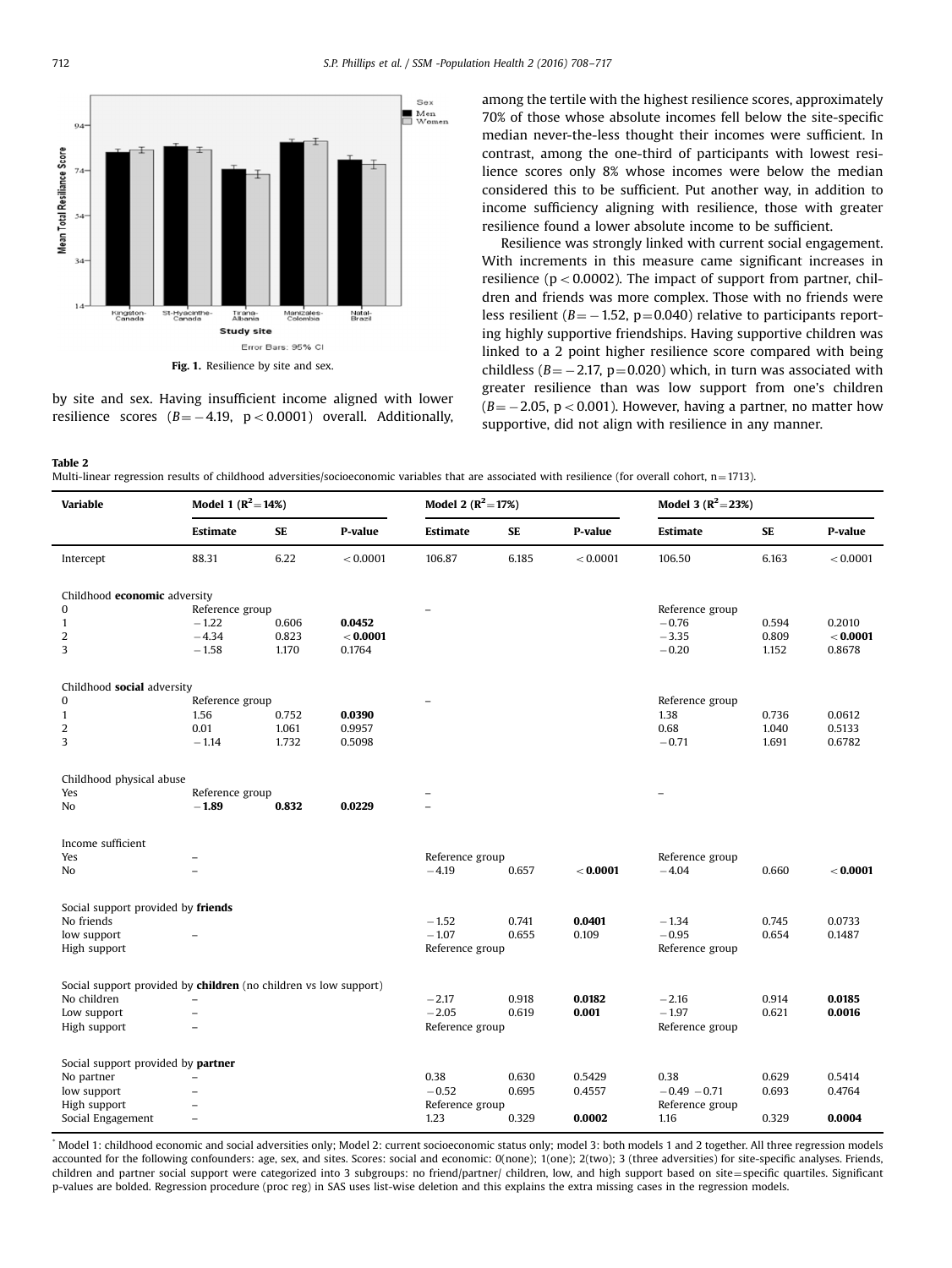Fig. 1. Resilience by site and sex.

by site and sex. Having insufficient income aligned with lower resilience scores ($B=-4.19$, $p<0.0001$) overall. Additionally, among the tertile with the highest resilience scores, approximately 70% of those whose absolute incomes fell below the site-specific median never-the-less thought their incomes were sufficient. In contrast, among the one-third of participants with lowest resilience scores only 8% whose incomes were below the median considered this to be sufficient. Put another way, in addition to income sufficiency aligning with resilience, those with greater resilience found a lower absolute income to be sufficient.

Resilience was strongly linked with current social engagement. With increments in this measure came significant increases in resilience ($p<0.0002$). The impact of support from partner, children and friends was more complex. Those with no friends were less resilient ($B=-1.52$, $p=0.040$) relative to participants reporting highly supportive friendships. Having supportive children was linked to a 2 point higher resilience score compared with being childless ($B=-2.17$, $p=0.020$) which, in turn was associated with greater resilience than was low support from one's children ($B=-2.05$, $p<0.001$). However, having a partner, no matter how supportive, did not align with resilience in any manner.

**Table 2**
Multi-linear regression results of childhood adversities/socioeconomic variables that are associated with resilience (for overall cohort, n=1713).

| Variable | Model 1 ($R^2=14\%$) | | | Model 2 ($R^2=17\%$) | | | Model 3 ($R^2=23\%$) | | |
|---|---|---|---|---|---|---|---|---|---|
| | Estimate | SE | P-value | Estimate | SE | P-value | Estimate | SE | P-value |
| Intercept | 88.31 | 6.22 | <0.0001 | 106.87 | 6.185 | <0.0001 | 106.50 | 6.163 | <0.0001 |
| Childhood **economic** adversity | | | | | | | | | |
| 0 | Reference group | | | – | | | Reference group | | |
| 1 | −1.22 | 0.606 | **0.0452** | | | | −0.76 | 0.594 | 0.2010 |
| 2 | −4.34 | 0.823 | **<0.0001** | | | | −3.35 | 0.809 | **<0.0001** |
| 3 | −1.58 | 1.170 | 0.1764 | | | | −0.20 | 1.152 | 0.8678 |
| Childhood **social** adversity | | | | | | | | | |
| 0 | Reference group | | | – | | | Reference group | | |
| 1 | 1.56 | 0.752 | **0.0390** | | | | 1.38 | 0.736 | 0.0612 |
| 2 | 0.01 | 1.061 | 0.9957 | | | | 0.68 | 1.040 | 0.5133 |
| 3 | −1.14 | 1.732 | 0.5098 | | | | −0.71 | 1.691 | 0.6782 |
| Childhood physical abuse | | | | | | | | | |
| Yes | Reference group | | | – | | | – | | |
| No | **−1.89** | **0.832** | **0.0229** | – | | | | | |
| Income sufficient | | | | | | | | | |
| Yes | – | | | Reference group | | | Reference group | | |
| No | – | | | −4.19 | 0.657 | **<0.0001** | −4.04 | 0.660 | **<0.0001** |
| Social support provided by **friends** | | | | | | | | | |
| No friends | | | | −1.52 | 0.741 | **0.0401** | −1.34 | 0.745 | 0.0733 |
| low support | – | | | −1.07 | 0.655 | 0.109 | −0.95 | 0.654 | 0.1487 |
| High support | | | | Reference group | | | Reference group | | |
| Social support provided by **children** (no children vs low support) | | | | | | | | | |
| No children | – | | | −2.17 | 0.918 | **0.0182** | −2.16 | 0.914 | **0.0185** |
| Low support | – | | | −2.05 | 0.619 | **0.001** | −1.97 | 0.621 | **0.0016** |
| High support | – | | | Reference group | | | Reference group | | |
| Social support provided by **partner** | | | | | | | | | |
| No partner | – | | | 0.38 | 0.630 | 0.5429 | 0.38 | 0.629 | 0.5414 |
| low support | – | | | −0.52 | 0.695 | 0.4557 | −0.49 −0.71 | 0.693 | 0.4764 |
| High support | – | | | Reference group | | | Reference group | | |
| Social Engagement | – | | | 1.23 | 0.329 | **0.0002** | 1.16 | 0.329 | **0.0004** |

[*] Model 1: childhood economic and social adversities only; Model 2: current socioeconomic status only; model 3: both models 1 and 2 together. All three regression models accounted for the following confounders: age, sex, and sites. Scores: social and economic: 0(none); 1(one); 2(two); 3 (three adversities) for site-specific analyses. Friends, children and partner social support were categorized into 3 subgroups: no friend/partner/ children, low, and high support based on site=specific quartiles. Significant p-values are bolded. Regression procedure (proc reg) in SAS uses list-wise deletion and this explains the extra missing cases in the regression models.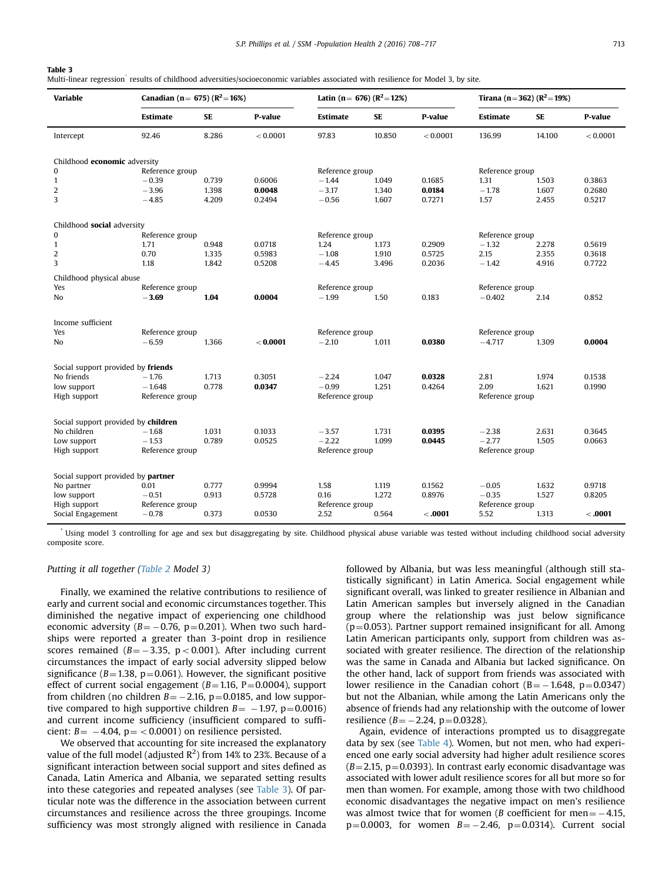**Table 3**
Multi-linear regression* results of childhood adversities/socioeconomic variables associated with resilience for Model 3, by site.

| Variable | Canadian (n= 675) ($R^2$=16%) | | | Latin (n= 676) ($R^2$=12%) | | | Tirana (n=362) ($R^2$=19%) | | |
|---|---|---|---|---|---|---|---|---|---|
| | Estimate | SE | P-value | Estimate | SE | P-value | Estimate | SE | P-value |
| Intercept | 92.46 | 8.286 | < 0.0001 | 97.83 | 10.850 | < 0.0001 | 136.99 | 14.100 | < 0.0001 |
| Childhood **economic** adversity | | | | | | | | | |
| 0 | Reference group | | | Reference group | | | Reference group | | |
| 1 | −0.39 | 0.739 | 0.6006 | −1.44 | 1.049 | 0.1685 | 1.31 | 1.503 | 0.3863 |
| 2 | −3.96 | 1.398 | **0.0048** | −3.17 | 1.340 | **0.0184** | −1.78 | 1.607 | 0.2680 |
| 3 | −4.85 | 4.209 | 0.2494 | −0.56 | 1.607 | 0.7271 | 1.57 | 2.455 | 0.5217 |
| Childhood **social** adversity | | | | | | | | | |
| 0 | Reference group | | | Reference group | | | Reference group | | |
| 1 | 1.71 | 0.948 | 0.0718 | 1.24 | 1.173 | 0.2909 | −1.32 | 2.278 | 0.5619 |
| 2 | 0.70 | 1.335 | 0.5983 | −1.08 | 1.910 | 0.5725 | 2.15 | 2.355 | 0.3618 |
| 3 | 1.18 | 1.842 | 0.5208 | −4.45 | 3.496 | 0.2036 | −1.42 | 4.916 | 0.7722 |
| Childhood physical abuse | | | | | | | | | |
| Yes | Reference group | | | Reference group | | | Reference group | | |
| No | **−3.69** | **1.04** | **0.0004** | −1.99 | 1.50 | 0.183 | −0.402 | 2.14 | 0.852 |
| Income sufficient | | | | | | | | | |
| Yes | Reference group | | | Reference group | | | Reference group | | |
| No | −6.59 | 1.366 | **< 0.0001** | −2.10 | 1.011 | **0.0380** | −4.717 | 1.309 | **0.0004** |
| Social support provided by **friends** | | | | | | | | | |
| No friends | −1.76 | 1.713 | 0.3051 | −2.24 | 1.047 | **0.0328** | 2.81 | 1.974 | 0.1538 |
| low support | −1.648 | 0.778 | **0.0347** | −0.99 | 1.251 | 0.4264 | 2.09 | 1.621 | 0.1990 |
| High support | Reference group | | | Reference group | | | Reference group | | |
| Social support provided by **children** | | | | | | | | | |
| No children | −1.68 | 1.031 | 0.1033 | −3.57 | 1.731 | **0.0395** | −2.38 | 2.631 | 0.3645 |
| Low support | −1.53 | 0.789 | 0.0525 | −2.22 | 1.099 | **0.0445** | −2.77 | 1.505 | 0.0663 |
| High support | Reference group | | | Reference group | | | Reference group | | |
| Social support provided by **partner** | | | | | | | | | |
| No partner | 0.01 | 0.777 | 0.9994 | 1.58 | 1.119 | 0.1562 | −0.05 | 1.632 | 0.9718 |
| low support | −0.51 | 0.913 | 0.5728 | 0.16 | 1.272 | 0.8976 | −0.35 | 1.527 | 0.8205 |
| High support | Reference group | | | Reference group | | | Reference group | | |
| Social Engagement | −0.78 | 0.373 | 0.0530 | 2.52 | 0.564 | **<.0001** | 5.52 | 1.313 | **<.0001** |

* Using model 3 controlling for age and sex but disaggregating by site. Childhood physical abuse variable was tested without including childhood social adversity composite score.

*Putting it all together (Table 2 Model 3)*

Finally, we examined the relative contributions to resilience of early and current social and economic circumstances together. This diminished the negative impact of experiencing one childhood economic adversity ($B=-0.76$, $p=0.201$). When two such hardships were reported a greater than 3-point drop in resilience scores remained ($B=-3.35$, $p<0.001$). After including current circumstances the impact of early social adversity slipped below significance ($B=1.38$, $p=0.061$). However, the significant positive effect of current social engagement ($B=1.16$, $P=0.0004$), support from children (no children $B=-2.16$, $p=0.0185$, and low supportive compared to high supportive children $B=-1.97$, $p=0.0016$) and current income sufficiency (insufficient compared to sufficient: $B=-4.04$, $p=<0.0001$) on resilience persisted.

We observed that accounting for site increased the explanatory value of the full model (adjusted $R^2$) from 14% to 23%. Because of a significant interaction between social support and sites defined as Canada, Latin America and Albania, we separated setting results into these categories and repeated analyses (see Table 3). Of particular note was the difference in the association between current circumstances and resilience across the three groupings. Income sufficiency was most strongly aligned with resilience in Canada followed by Albania, but was less meaningful (although still statistically significant) in Latin America. Social engagement while significant overall, was linked to greater resilience in Albanian and Latin American samples but inversely aligned in the Canadian group where the relationship was just below significance ($p=0.053$). Partner support remained insignificant for all. Among Latin American participants only, support from children was associated with greater resilience. The direction of the relationship was the same in Canada and Albania but lacked significance. On the other hand, lack of support from friends was associated with lower resilience in the Canadian cohort ($B=-1.648$, $p=0.0347$) but not the Albanian, while among the Latin Americans only the absence of friends had any relationship with the outcome of lower resilience ($B=-2.24$, $p=0.0328$).

Again, evidence of interactions prompted us to disaggregate data by sex (see Table 4). Women, but not men, who had experienced one early social adversity had higher adult resilience scores ($B=2.15$, $p=0.0393$). In contrast early economic disadvantage was associated with lower adult resilience scores for all but more so for men than women. For example, among those with two childhood economic disadvantages the negative impact on men's resilience was almost twice that for women (B coefficient for men $=-4.15$, $p=0.0003$, for women $B=-2.46$, $p=0.0314$). Current social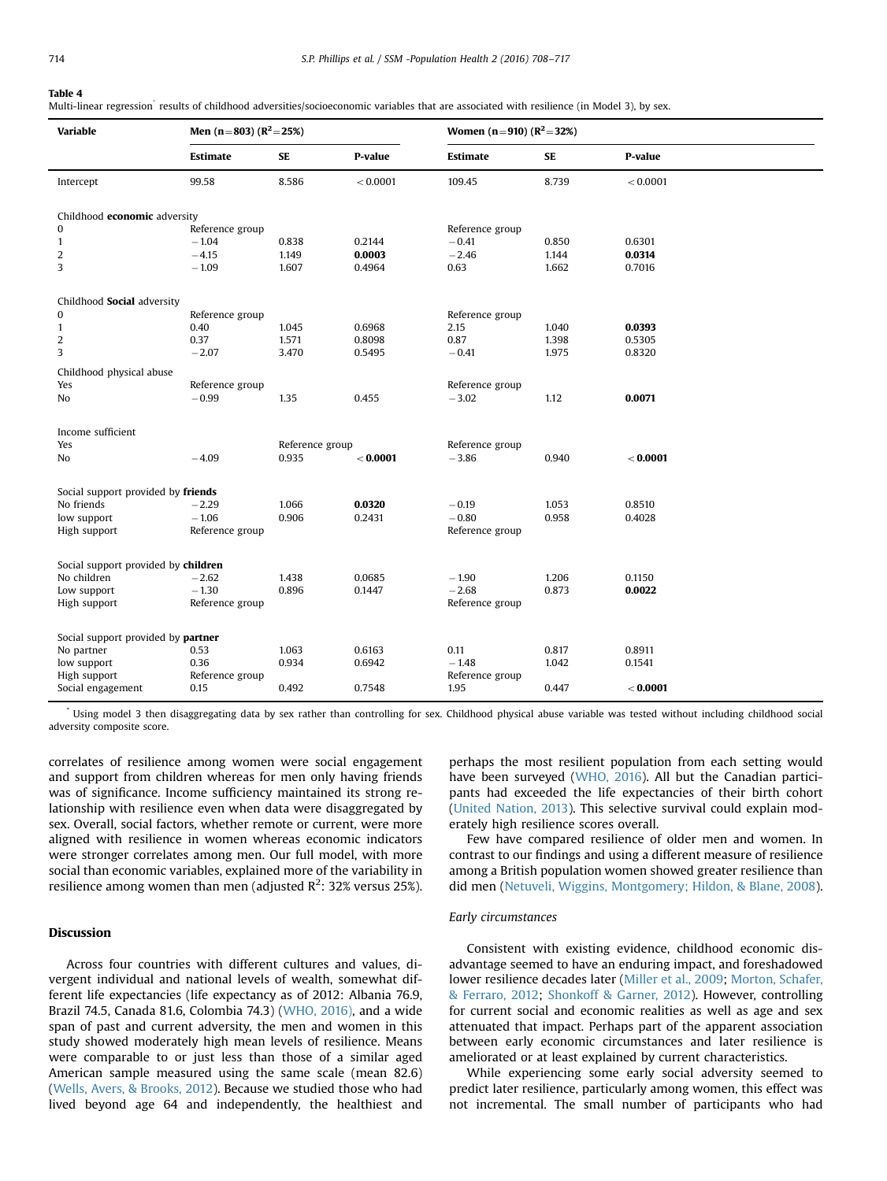**Table 4**
Multi-linear regression[*] results of childhood adversities/socioeconomic variables that are associated with resilience (in Model 3), by sex.

| Variable | Men (n=803) ($R^2$=25%) | | | Women (n=910) ($R^2$=32%) | | |
|---|---|---|---|---|---|---|
| | Estimate | SE | P-value | Estimate | SE | P-value |
| Intercept | 99.58 | 8.586 | <0.0001 | 109.45 | 8.739 | <0.0001 |
| Childhood **economic** adversity | | | | | | |
| 0 | Reference group | | | Reference group | | |
| 1 | −1.04 | 0.838 | 0.2144 | −0.41 | 0.850 | 0.6301 |
| 2 | −4.15 | 1.149 | **0.0003** | −2.46 | 1.144 | **0.0314** |
| 3 | −1.09 | 1.607 | 0.4964 | 0.63 | 1.662 | 0.7016 |
| Childhood **Social** adversity | | | | | | |
| 0 | Reference group | | | Reference group | | |
| 1 | 0.40 | 1.045 | 0.6968 | 2.15 | 1.040 | **0.0393** |
| 2 | 0.37 | 1.571 | 0.8098 | 0.87 | 1.398 | 0.5305 |
| 3 | −2.07 | 3.470 | 0.5495 | −0.41 | 1.975 | 0.8320 |
| Childhood physical abuse | | | | | | |
| Yes | Reference group | | | Reference group | | |
| No | −0.99 | 1.35 | 0.455 | −3.02 | 1.12 | **0.0071** |
| Income sufficient | | | | | | |
| Yes | | Reference group | | Reference group | | |
| No | −4.09 | 0.935 | **<0.0001** | −3.86 | 0.940 | **<0.0001** |
| Social support provided by **friends** | | | | | | |
| No friends | −2.29 | 1.066 | **0.0320** | −0.19 | 1.053 | 0.8510 |
| low support | −1.06 | 0.906 | 0.2431 | −0.80 | 0.958 | 0.4028 |
| High support | Reference group | | | Reference group | | |
| Social support provided by **children** | | | | | | |
| No children | −2.62 | 1.438 | 0.0685 | −1.90 | 1.206 | 0.1150 |
| Low support | −1.30 | 0.896 | 0.1447 | −2.68 | 0.873 | **0.0022** |
| High support | Reference group | | | Reference group | | |
| Social support provided by **partner** | | | | | | |
| No partner | 0.53 | 1.063 | 0.6163 | 0.11 | 0.817 | 0.8911 |
| low support | 0.36 | 0.934 | 0.6942 | −1.48 | 1.042 | 0.1541 |
| High support | Reference group | | | Reference group | | |
| Social engagement | 0.15 | 0.492 | 0.7548 | 1.95 | 0.447 | **<0.0001** |

[*] Using model 3 then disaggregating data by sex rather than controlling for sex. Childhood physical abuse variable was tested without including childhood social adversity composite score.

correlates of resilience among women were social engagement and support from children whereas for men only having friends was of significance. Income sufficiency maintained its strong relationship with resilience even when data were disaggregated by sex. Overall, social factors, whether remote or current, were more aligned with resilience in women whereas economic indicators were stronger correlates among men. Our full model, with more social than economic variables, explained more of the variability in resilience among women than men (adjusted $R^2$: 32% versus 25%).

## Discussion

Across four countries with different cultures and values, divergent individual and national levels of wealth, somewhat different life expectancies (life expectancy as of 2012: Albania 76.9, Brazil 74.5, Canada 81.6, Colombia 74.3) (WHO, 2016), and a wide span of past and current adversity, the men and women in this study showed moderately high mean levels of resilience. Means were comparable to or just less than those of a similar aged American sample measured using the same scale (mean 82.6) (Wells, Avers, & Brooks, 2012). Because we studied those who had lived beyond age 64 and independently, the healthiest and perhaps the most resilient population from each setting would have been surveyed (WHO, 2016). All but the Canadian participants had exceeded the life expectancies of their birth cohort (United Nation, 2013). This selective survival could explain moderately high resilience scores overall.

Few have compared resilience of older men and women. In contrast to our findings and using a different measure of resilience among a British population women showed greater resilience than did men (Netuveli, Wiggins, Montgomery; Hildon, & Blane, 2008).

### *Early circumstances*

Consistent with existing evidence, childhood economic disadvantage seemed to have an enduring impact, and foreshadowed lower resilience decades later (Miller et al., 2009; Morton, Schafer, & Ferraro, 2012; Shonkoff & Garner, 2012). However, controlling for current social and economic realities as well as age and sex attenuated that impact. Perhaps part of the apparent association between early economic circumstances and later resilience is ameliorated or at least explained by current characteristics.

While experiencing some early social adversity seemed to predict later resilience, particularly among women, this effect was not incremental. The small number of participants who had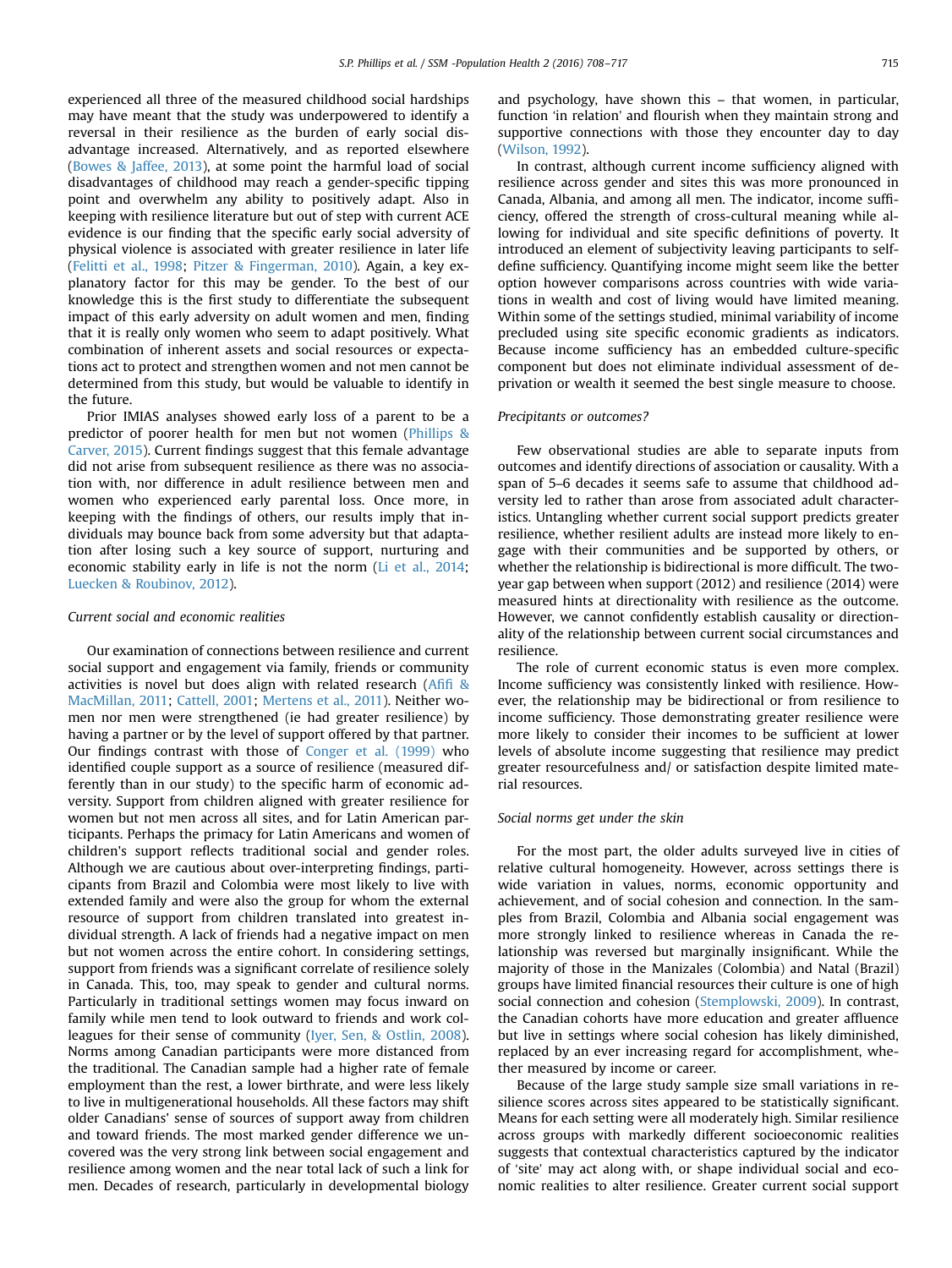experienced all three of the measured childhood social hardships may have meant that the study was underpowered to identify a reversal in their resilience as the burden of early social disadvantage increased. Alternatively, and as reported elsewhere (Bowes & Jaffee, 2013), at some point the harmful load of social disadvantages of childhood may reach a gender-specific tipping point and overwhelm any ability to positively adapt. Also in keeping with resilience literature but out of step with current ACE evidence is our finding that the specific early social adversity of physical violence is associated with greater resilience in later life (Felitti et al., 1998; Pitzer & Fingerman, 2010). Again, a key explanatory factor for this may be gender. To the best of our knowledge this is the first study to differentiate the subsequent impact of this early adversity on adult women and men, finding that it is really only women who seem to adapt positively. What combination of inherent assets and social resources or expectations act to protect and strengthen women and not men cannot be determined from this study, but would be valuable to identify in the future.

Prior IMIAS analyses showed early loss of a parent to be a predictor of poorer health for men but not women (Phillips & Carver, 2015). Current findings suggest that this female advantage did not arise from subsequent resilience as there was no association with, nor difference in adult resilience between men and women who experienced early parental loss. Once more, in keeping with the findings of others, our results imply that individuals may bounce back from some adversity but that adaptation after losing such a key source of support, nurturing and economic stability early in life is not the norm (Li et al., 2014; Luecken & Roubinov, 2012).

*Current social and economic realities*

Our examination of connections between resilience and current social support and engagement via family, friends or community activities is novel but does align with related research (Afifi & MacMillan, 2011; Cattell, 2001; Mertens et al., 2011). Neither women nor men were strengthened (ie had greater resilience) by having a partner or by the level of support offered by that partner. Our findings contrast with those of Conger et al. (1999) who identified couple support as a source of resilience (measured differently than in our study) to the specific harm of economic adversity. Support from children aligned with greater resilience for women but not men across all sites, and for Latin American participants. Perhaps the primacy for Latin Americans and women of children's support reflects traditional social and gender roles. Although we are cautious about over-interpreting findings, participants from Brazil and Colombia were most likely to live with extended family and were also the group for whom the external resource of support from children translated into greatest individual strength. A lack of friends had a negative impact on men but not women across the entire cohort. In considering settings, support from friends was a significant correlate of resilience solely in Canada. This, too, may speak to gender and cultural norms. Particularly in traditional settings women may focus inward on family while men tend to look outward to friends and work colleagues for their sense of community (Iyer, Sen, & Ostlin, 2008). Norms among Canadian participants were more distanced from the traditional. The Canadian sample had a higher rate of female employment than the rest, a lower birthrate, and were less likely to live in multigenerational households. All these factors may shift older Canadians' sense of sources of support away from children and toward friends. The most marked gender difference we uncovered was the very strong link between social engagement and resilience among women and the near total lack of such a link for men. Decades of research, particularly in developmental biology and psychology, have shown this – that women, in particular, function 'in relation' and flourish when they maintain strong and supportive connections with those they encounter day to day (Wilson, 1992).

In contrast, although current income sufficiency aligned with resilience across gender and sites this was more pronounced in Canada, Albania, and among all men. The indicator, income sufficiency, offered the strength of cross-cultural meaning while allowing for individual and site specific definitions of poverty. It introduced an element of subjectivity leaving participants to self-define sufficiency. Quantifying income might seem like the better option however comparisons across countries with wide variations in wealth and cost of living would have limited meaning. Within some of the settings studied, minimal variability of income precluded using site specific economic gradients as indicators. Because income sufficiency has an embedded culture-specific component but does not eliminate individual assessment of deprivation or wealth it seemed the best single measure to choose.

*Precipitants or outcomes?*

Few observational studies are able to separate inputs from outcomes and identify directions of association or causality. With a span of 5–6 decades it seems safe to assume that childhood adversity led to rather than arose from associated adult characteristics. Untangling whether current social support predicts greater resilience, whether resilient adults are instead more likely to engage with their communities and be supported by others, or whether the relationship is bidirectional is more difficult. The two-year gap between when support (2012) and resilience (2014) were measured hints at directionality with resilience as the outcome. However, we cannot confidently establish causality or directionality of the relationship between current social circumstances and resilience.

The role of current economic status is even more complex. Income sufficiency was consistently linked with resilience. However, the relationship may be bidirectional or from resilience to income sufficiency. Those demonstrating greater resilience were more likely to consider their incomes to be sufficient at lower levels of absolute income suggesting that resilience may predict greater resourcefulness and/ or satisfaction despite limited material resources.

*Social norms get under the skin*

For the most part, the older adults surveyed live in cities of relative cultural homogeneity. However, across settings there is wide variation in values, norms, economic opportunity and achievement, and of social cohesion and connection. In the samples from Brazil, Colombia and Albania social engagement was more strongly linked to resilience whereas in Canada the relationship was reversed but marginally insignificant. While the majority of those in the Manizales (Colombia) and Natal (Brazil) groups have limited financial resources their culture is one of high social connection and cohesion (Stemplowski, 2009). In contrast, the Canadian cohorts have more education and greater affluence but live in settings where social cohesion has likely diminished, replaced by an ever increasing regard for accomplishment, whether measured by income or career.

Because of the large study sample size small variations in resilience scores across sites appeared to be statistically significant. Means for each setting were all moderately high. Similar resilience across groups with markedly different socioeconomic realities suggests that contextual characteristics captured by the indicator of 'site' may act along with, or shape individual social and economic realities to alter resilience. Greater current social support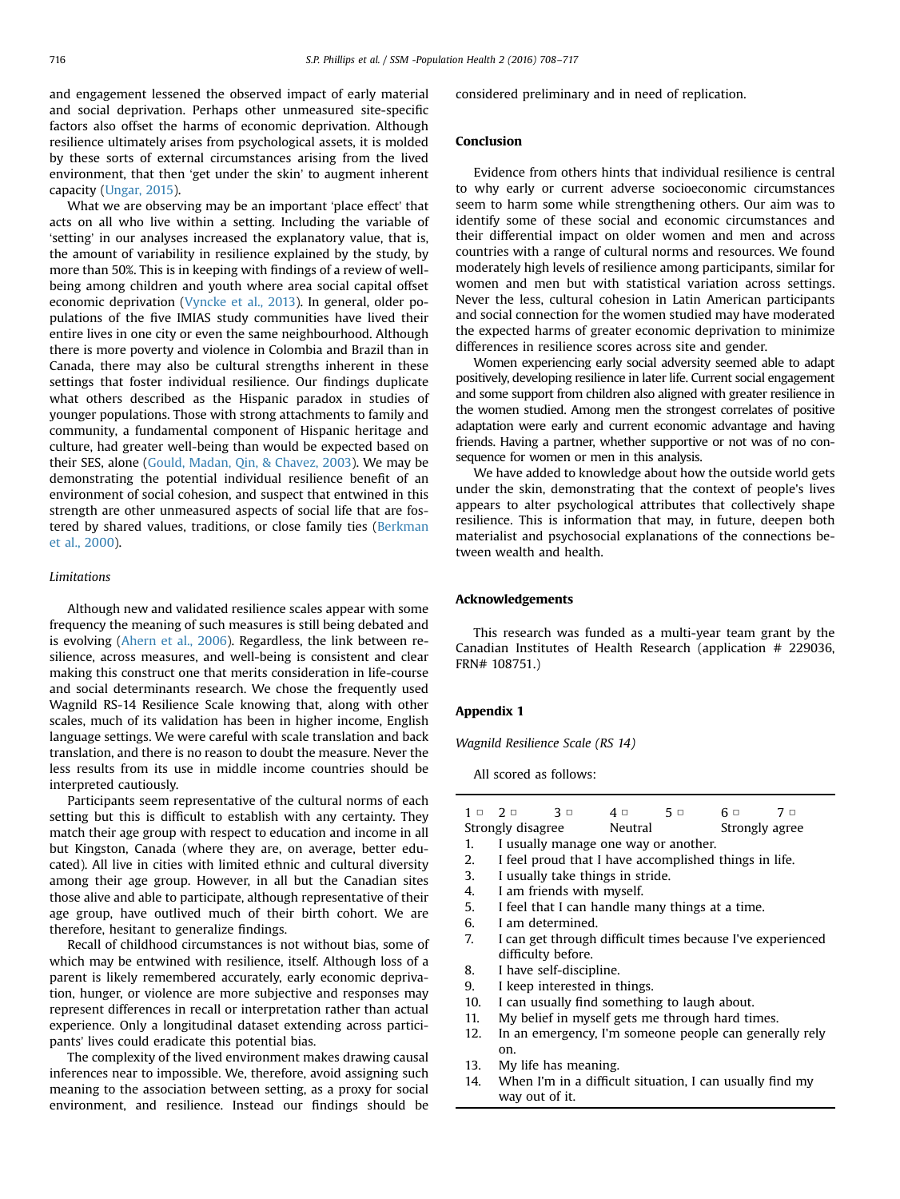and engagement lessened the observed impact of early material and social deprivation. Perhaps other unmeasured site-specific factors also offset the harms of economic deprivation. Although resilience ultimately arises from psychological assets, it is molded by these sorts of external circumstances arising from the lived environment, that then 'get under the skin' to augment inherent capacity (Ungar, 2015).

What we are observing may be an important 'place effect' that acts on all who live within a setting. Including the variable of 'setting' in our analyses increased the explanatory value, that is, the amount of variability in resilience explained by the study, by more than 50%. This is in keeping with findings of a review of well-being among children and youth where area social capital offset economic deprivation (Vyncke et al., 2013). In general, older populations of the five IMIAS study communities have lived their entire lives in one city or even the same neighbourhood. Although there is more poverty and violence in Colombia and Brazil than in Canada, there may also be cultural strengths inherent in these settings that foster individual resilience. Our findings duplicate what others described as the Hispanic paradox in studies of younger populations. Those with strong attachments to family and community, a fundamental component of Hispanic heritage and culture, had greater well-being than would be expected based on their SES, alone (Gould, Madan, Qin, & Chavez, 2003). We may be demonstrating the potential individual resilience benefit of an environment of social cohesion, and suspect that entwined in this strength are other unmeasured aspects of social life that are fostered by shared values, traditions, or close family ties (Berkman et al., 2000).

### *Limitations*

Although new and validated resilience scales appear with some frequency the meaning of such measures is still being debated and is evolving (Ahern et al., 2006). Regardless, the link between resilience, across measures, and well-being is consistent and clear making this construct one that merits consideration in life-course and social determinants research. We chose the frequently used Wagnild RS-14 Resilience Scale knowing that, along with other scales, much of its validation has been in higher income, English language settings. We were careful with scale translation and back translation, and there is no reason to doubt the measure. Never the less results from its use in middle income countries should be interpreted cautiously.

Participants seem representative of the cultural norms of each setting but this is difficult to establish with any certainty. They match their age group with respect to education and income in all but Kingston, Canada (where they are, on average, better educated). All live in cities with limited ethnic and cultural diversity among their age group. However, in all but the Canadian sites those alive and able to participate, although representative of their age group, have outlived much of their birth cohort. We are therefore, hesitant to generalize findings.

Recall of childhood circumstances is not without bias, some of which may be entwined with resilience, itself. Although loss of a parent is likely remembered accurately, early economic deprivation, hunger, or violence are more subjective and responses may represent differences in recall or interpretation rather than actual experience. Only a longitudinal dataset extending across participants' lives could eradicate this potential bias.

The complexity of the lived environment makes drawing causal inferences near to impossible. We, therefore, avoid assigning such meaning to the association between setting, as a proxy for social environment, and resilience. Instead our findings should be considered preliminary and in need of replication.

## Conclusion

Evidence from others hints that individual resilience is central to why early or current adverse socioeconomic circumstances seem to harm some while strengthening others. Our aim was to identify some of these social and economic circumstances and their differential impact on older women and men and across countries with a range of cultural norms and resources. We found moderately high levels of resilience among participants, similar for women and men but with statistical variation across settings. Never the less, cultural cohesion in Latin American participants and social connection for the women studied may have moderated the expected harms of greater economic deprivation to minimize differences in resilience scores across site and gender.

Women experiencing early social adversity seemed able to adapt positively, developing resilience in later life. Current social engagement and some support from children also aligned with greater resilience in the women studied. Among men the strongest correlates of positive adaptation were early and current economic advantage and having friends. Having a partner, whether supportive or not was of no consequence for women or men in this analysis.

We have added to knowledge about how the outside world gets under the skin, demonstrating that the context of people's lives appears to alter psychological attributes that collectively shape resilience. This is information that may, in future, deepen both materialist and psychosocial explanations of the connections between wealth and health.

## Acknowledgements

This research was funded as a multi-year team grant by the Canadian Institutes of Health Research (application # 229036, FRN# 108751.)

## Appendix 1

*Wagnild Resilience Scale (RS 14)*

All scored as follows:

| 1 □ | 2 □ | 3 □ | 4 □ | 5 □ | 6 □ | 7 □ |
|---|---|---|---|---|---|---|
| Strongly disagree | | | Neutral | | Strongly agree | |

1. I usually manage one way or another.
2. I feel proud that I have accomplished things in life.
3. I usually take things in stride.
4. I am friends with myself.
5. I feel that I can handle many things at a time.
6. I am determined.
7. I can get through difficult times because I've experienced difficulty before.
8. I have self-discipline.
9. I keep interested in things.
10. I can usually find something to laugh about.
11. My belief in myself gets me through hard times.
12. In an emergency, I'm someone people can generally rely on.
13. My life has meaning.
14. When I'm in a difficult situation, I can usually find my way out of it.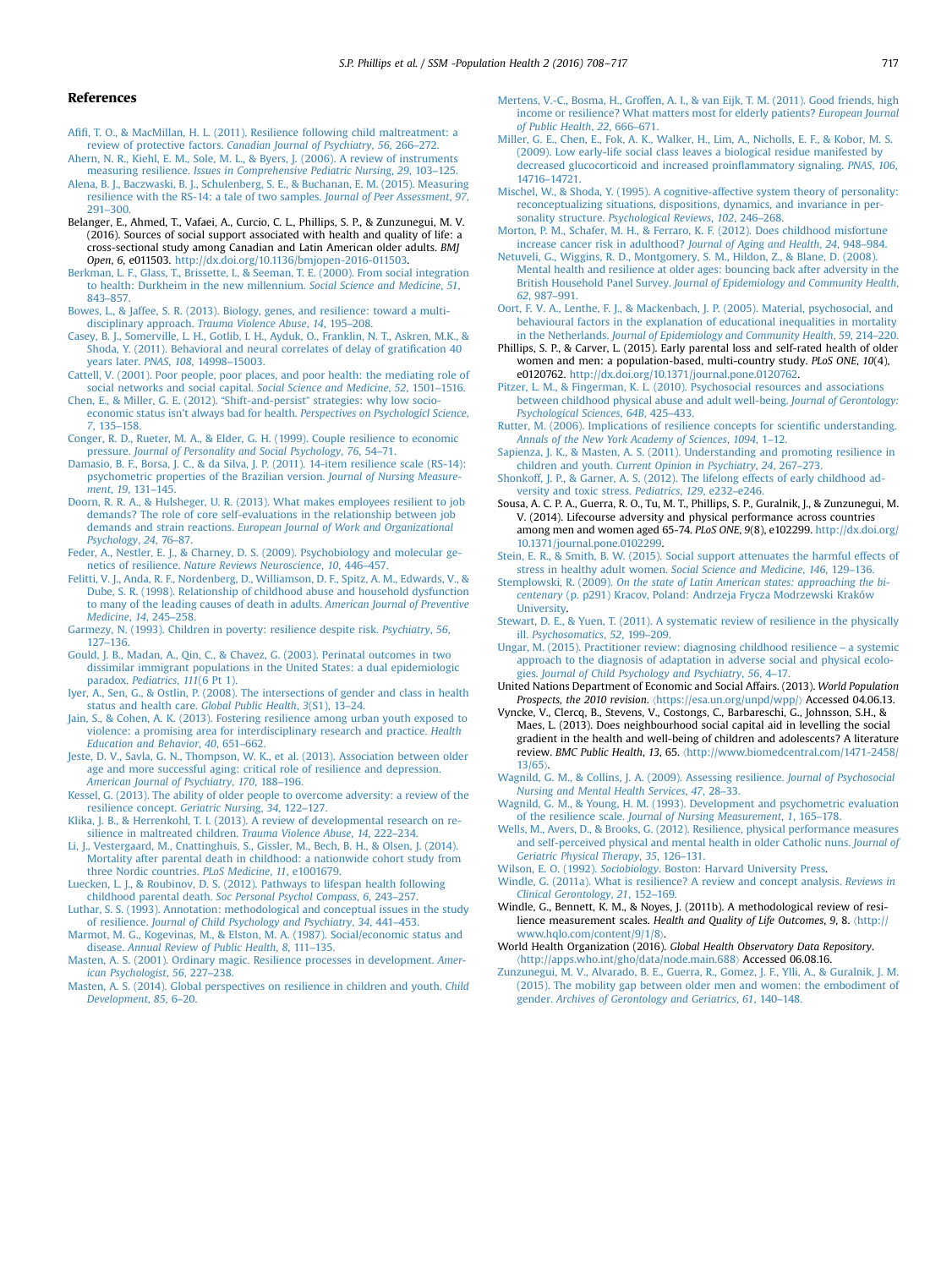## References

Afifi, T. O., & MacMillan, H. L. (2011). Resilience following child maltreatment: a review of protective factors. *Canadian Journal of Psychiatry*, *56*, 266–272.

Ahern, N. R., Kiehl, E. M., Sole, M. L., & Byers, J. (2006). A review of instruments measuring resilience. *Issues in Comprehensive Pediatric Nursing*, *29*, 103–125.

Alena, B. J., Baczwaski, B. J., Schulenberg, S. E., & Buchanan, E. M. (2015). Measuring resilience with the RS-14: a tale of two samples. *Journal of Peer Assessment*, *97*, 291–300.

Belanger, E., Ahmed, T., Vafaei, A., Curcio, C. L., Phillips, S. P., & Zunzunegui, M. V. (2016). Sources of social support associated with health and quality of life: a cross-sectional study among Canadian and Latin American older adults. *BMJ Open*, *6*, e011503. http://dx.doi.org/10.1136/bmjopen-2016-011503.

Berkman, L. F., Glass, T., Brissette, I., & Seeman, T. E. (2000). From social integration to health: Durkheim in the new millennium. *Social Science and Medicine*, *51*, 843–857.

Bowes, L., & Jaffee, S. R. (2013). Biology, genes, and resilience: toward a multidisciplinary approach. *Trauma Violence Abuse*, *14*, 195–208.

Casey, B. J., Somerville, L. H., Gotlib, I. H., Ayduk, O., Franklin, N. T., Askren, M.K., & Shoda, Y. (2011). Behavioral and neural correlates of delay of gratification 40 years later. *PNAS*, *108*, 14998–15003.

Cattell, V. (2001). Poor people, poor places, and poor health: the mediating role of social networks and social capital. *Social Science and Medicine*, *52*, 1501–1516.

Chen, E., & Miller, G. E. (2012). "Shift-and-persist" strategies: why low socioeconomic status isn't always bad for health. *Perspectives on Psychologicl Science*, *7*, 135–158.

Conger, R. D., Rueter, M. A., & Elder, G. H. (1999). Couple resilience to economic pressure. *Journal of Personality and Social Psychology*, *76*, 54–71.

Damasio, B. F., Borsa, J. C., & da Silva, J. P. (2011). 14-item resilience scale (RS-14): psychometric properties of the Brazilian version. *Journal of Nursing Measurement*, *19*, 131–145.

Doorn, R. R. A., & Hulsheger, U. R. (2013). What makes employees resilient to job demands? The role of core self-evaluations in the relationship between job demands and strain reactions. *European Journal of Work and Organizational Psychology*, *24*, 76–87.

Feder, A., Nestler, E. J., & Charney, D. S. (2009). Psychobiology and molecular genetics of resilience. *Nature Reviews Neuroscience*, *10*, 446–457.

Felitti, V. J., Anda, R. F., Nordenberg, D., Williamson, D. F., Spitz, A. M., Edwards, V., & Dube, S. R. (1998). Relationship of childhood abuse and household dysfunction to many of the leading causes of death in adults. *American Journal of Preventive Medicine*, *14*, 245–258.

Garmezy, N. (1993). Children in poverty: resilience despite risk. *Psychiatry*, *56*, 127–136.

Gould, J. B., Madan, A., Qin, C., & Chavez, G. (2003). Perinatal outcomes in two dissimilar immigrant populations in the United States: a dual epidemiologic paradox. *Pediatrics*, *111*(6 Pt 1).

Iyer, A., Sen, G., & Ostlin, P. (2008). The intersections of gender and class in health status and health care. *Global Public Health*, *3*(S1), 13–24.

Jain, S., & Cohen, A. K. (2013). Fostering resilience among urban youth exposed to violence: a promising area for interdisciplinary research and practice. *Health Education and Behavior*, *40*, 651–662.

Jeste, D. V., Savla, G. N., Thompson, W. K., et al. (2013). Association between older age and more successful aging: critical role of resilience and depression. *American Journal of Psychiatry*, *170*, 188–196.

Kessel, G. (2013). The ability of older people to overcome adversity: a review of the resilience concept. *Geriatric Nursing*, *34*, 122–127.

Klika, J. B., & Herrenkohl, T. I. (2013). A review of developmental research on resilience in maltreated children. *Trauma Violence Abuse*, *14*, 222–234.

Li, J., Vestergaard, M., Cnattinghuis, S., Gissler, M., Bech, B. H., & Olsen, J. (2014). Mortality after parental death in childhood: a nationwide cohort study from three Nordic countries. *PLoS Medicine*, *11*, e1001679.

Luecken, L. J., & Roubinov, D. S. (2012). Pathways to lifespan health following childhood parental death. *Soc Personal Psychol Compass*, *6*, 243–257.

Luthar, S. S. (1993). Annotation: methodological and conceptual issues in the study of resilience. *Journal of Child Psychology and Psychiatry*, *34*, 441–453.

Marmot, M. G., Kogevinas, M., & Elston, M. A. (1987). Social/economic status and disease. *Annual Review of Public Health*, *8*, 111–135.

Masten, A. S. (2001). Ordinary magic. Resilience processes in development. *American Psychologist*, *56*, 227–238.

Masten, A. S. (2014). Global perspectives on resilience in children and youth. *Child Development*, *85*, 6–20.

Mertens, V.-C., Bosma, H., Groffen, A. I., & van Eijk, T. M. (2011). Good friends, high income or resilience? What matters most for elderly patients? *European Journal of Public Health*, *22*, 666–671.

Miller, G. E., Chen, E., Fok, A. K., Walker, H., Lim, A., Nicholls, E. F., & Kobor, M. S. (2009). Low early-life social class leaves a biological residue manifested by decreased glucocorticoid and increased proinflammatory signaling. *PNAS*, *106*, 14716–14721.

Mischel, W., & Shoda, Y. (1995). A cognitive-affective system theory of personality: reconceptualizing situations, dispositions, dynamics, and invariance in personality structure. *Psychological Reviews*, *102*, 246–268.

Morton, P. M., Schafer, M. H., & Ferraro, K. F. (2012). Does childhood misfortune increase cancer risk in adulthood? *Journal of Aging and Health*, *24*, 948–984.

Netuveli, G., Wiggins, R. D., Montgomery, S. M., Hildon, Z., & Blane, D. (2008). Mental health and resilience at older ages: bouncing back after adversity in the British Household Panel Survey. *Journal of Epidemiology and Community Health*, *62*, 987–991.

Oort, F. V. A., Lenthe, F. J., & Mackenbach, J. P. (2005). Material, psychosocial, and behavioural factors in the explanation of educational inequalities in mortality in the Netherlands. *Journal of Epidemiology and Community Health*, *59*, 214–220.

Phillips, S. P., & Carver, L. (2015). Early parental loss and self-rated health of older women and men: a population-based, multi-country study. *PLoS ONE*, *10*(4), e0120762. http://dx.doi.org/10.1371/journal.pone.0120762.

Pitzer, L. M., & Fingerman, K. L. (2010). Psychosocial resources and associations between childhood physical abuse and adult well-being. *Journal of Gerontology: Psychological Sciences*, *64B*, 425–433.

Rutter, M. (2006). Implications of resilience concepts for scientific understanding. *Annals of the New York Academy of Sciences*, *1094*, 1–12.

Sapienza, J. K., & Masten, A. S. (2011). Understanding and promoting resilience in children and youth. *Current Opinion in Psychiatry*, *24*, 267–273.

Shonkoff, J. P., & Garner, A. S. (2012). The lifelong effects of early childhood adversity and toxic stress. *Pediatrics*, *129*, e232–e246.

Sousa, A. C. P. A., Guerra, R. O., Tu, M. T., Phillips, S. P., Guralnik, J., & Zunzunegui, M. V. (2014). Lifecourse adversity and physical performance across countries among men and women aged 65-74. *PLoS ONE*, *9*(8), e102299. http://dx.doi.org/10.1371/journal.pone.0102299.

Stein, E. R., & Smith, B. W. (2015). Social support attenuates the harmful effects of stress in healthy adult women. *Social Science and Medicine*, *146*, 129–136.

Stemplowski, R. (2009). *On the state of Latin American states: approaching the bicentenary* (p. p291) Kracov, Poland: Andrzeja Frycza Modrzewski Kraków University.

Stewart, D. E., & Yuen, T. (2011). A systematic review of resilience in the physically ill. *Psychosomatics*, *52*, 199–209.

Ungar, M. (2015). Practitioner review: diagnosing childhood resilience – a systemic approach to the diagnosis of adaptation in adverse social and physical ecologies. *Journal of Child Psychology and Psychiatry*, *56*, 4–17.

United Nations Department of Economic and Social Affairs. (2013). *World Population Prospects, the 2010 revision*. 〈https://esa.un.org/unpd/wpp/〉 Accessed 04.06.13.

Vyncke, V., Clercq, B., Stevens, V., Costongs, C., Barbareschi, G., Johnsson, S.H., & Maes, L. (2013). Does neighbourhood social capital aid in levelling the social gradient in the health and well-being of children and adolescents? A literature review. *BMC Public Health*, *13*, 65. 〈http://www.biomedcentral.com/1471-2458/13/65〉.

Wagnild, G. M., & Collins, J. A. (2009). Assessing resilience. *Journal of Psychosocial Nursing and Mental Health Services*, *47*, 28–33.

Wagnild, G. M., & Young, H. M. (1993). Development and psychometric evaluation of the resilience scale. *Journal of Nursing Measurement*, *1*, 165–178.

Wells, M., Avers, D., & Brooks, G. (2012). Resilience, physical performance measures and self-perceived physical and mental health in older Catholic nuns. *Journal of Geriatric Physical Therapy*, *35*, 126–131.

Wilson, E. O. (1992). *Sociobiology*. Boston: Harvard University Press.

Windle, G. (2011a). What is resilience? A review and concept analysis. *Reviews in Clinical Gerontology*, *21*, 152–169.

Windle, G., Bennett, K. M., & Noyes, J. (2011b). A methodological review of resilience measurement scales. *Health and Quality of Life Outcomes*, *9*, 8. 〈http://www.hqlo.com/content/9/1/8〉.

World Health Organization (2016). *Global Health Observatory Data Repository*. 〈http://apps.who.int/gho/data/node.main.688〉 Accessed 06.08.16.

Zunzunegui, M. V., Alvarado, B. E., Guerra, R., Gomez, J. F., Ylli, A., & Guralnik, J. M. (2015). The mobility gap between older men and women: the embodiment of gender. *Archives of Gerontology and Geriatrics*, *61*, 140–148.